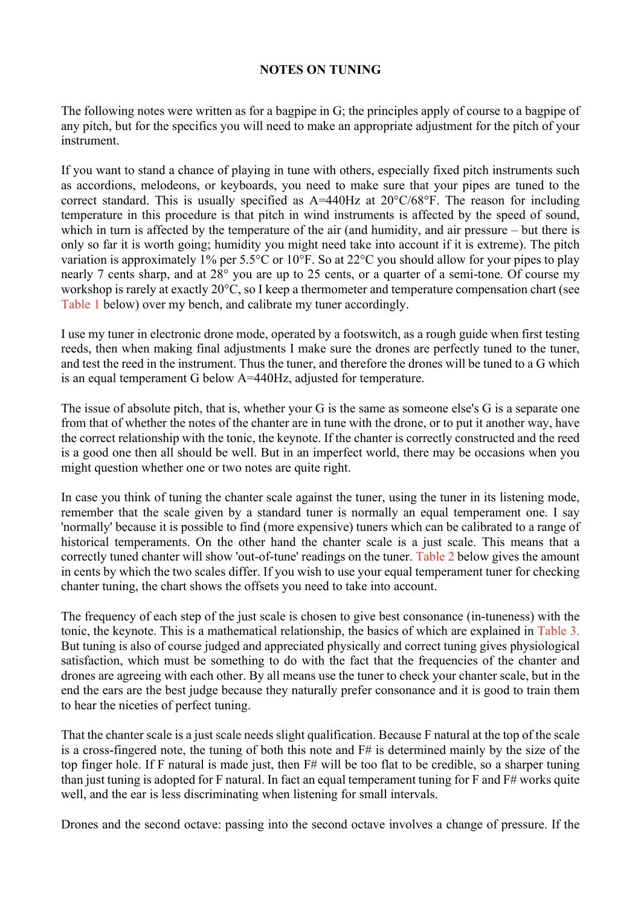# NOTES ON TUNING

The following notes were written as for a bagpipe in G; the principles apply of course to a bagpipe of any pitch, but for the specifics you will need to make an appropriate adjustment for the pitch of your instrument.

If you want to stand a chance of playing in tune with others, especially fixed pitch instruments such as accordions, melodeons, or keyboards, you need to make sure that your pipes are tuned to the correct standard. This is usually specified as A=440Hz at 20°C/68°F. The reason for including temperature in this procedure is that pitch in wind instruments is affected by the speed of sound, which in turn is affected by the temperature of the air (and humidity, and air pressure – but there is only so far it is worth going; humidity you might need take into account if it is extreme). The pitch variation is approximately 1% per 5.5°C or 10°F. So at 22°C you should allow for your pipes to play nearly 7 cents sharp, and at 28° you are up to 25 cents, or a quarter of a semi-tone. Of course my workshop is rarely at exactly 20°C, so I keep a thermometer and temperature compensation chart (see Table 1 below) over my bench, and calibrate my tuner accordingly.

I use my tuner in electronic drone mode, operated by a footswitch, as a rough guide when first testing reeds, then when making final adjustments I make sure the drones are perfectly tuned to the tuner, and test the reed in the instrument. Thus the tuner, and therefore the drones will be tuned to a G which is an equal temperament G below A=440Hz, adjusted for temperature.

The issue of absolute pitch, that is, whether your G is the same as someone else's G is a separate one from that of whether the notes of the chanter are in tune with the drone, or to put it another way, have the correct relationship with the tonic, the keynote. If the chanter is correctly constructed and the reed is a good one then all should be well. But in an imperfect world, there may be occasions when you might question whether one or two notes are quite right.

In case you think of tuning the chanter scale against the tuner, using the tuner in its listening mode, remember that the scale given by a standard tuner is normally an equal temperament one. I say 'normally' because it is possible to find (more expensive) tuners which can be calibrated to a range of historical temperaments. On the other hand the chanter scale is a just scale. This means that a correctly tuned chanter will show 'out-of-tune' readings on the tuner. Table 2 below gives the amount in cents by which the two scales differ. If you wish to use your equal temperament tuner for checking chanter tuning, the chart shows the offsets you need to take into account.

The frequency of each step of the just scale is chosen to give best consonance (in-tuneness) with the tonic, the keynote. This is a mathematical relationship, the basics of which are explained in Table 3. But tuning is also of course judged and appreciated physically and correct tuning gives physiological satisfaction, which must be something to do with the fact that the frequencies of the chanter and drones are agreeing with each other. By all means use the tuner to check your chanter scale, but in the end the ears are the best judge because they naturally prefer consonance and it is good to train them to hear the niceties of perfect tuning.

That the chanter scale is a just scale needs slight qualification. Because F natural at the top of the scale is a cross-fingered note, the tuning of both this note and F# is determined mainly by the size of the top finger hole. If F natural is made just, then F# will be too flat to be credible, so a sharper tuning than just tuning is adopted for F natural. In fact an equal temperament tuning for F and F# works quite well, and the ear is less discriminating when listening for small intervals.

Drones and the second octave: passing into the second octave involves a change of pressure. If the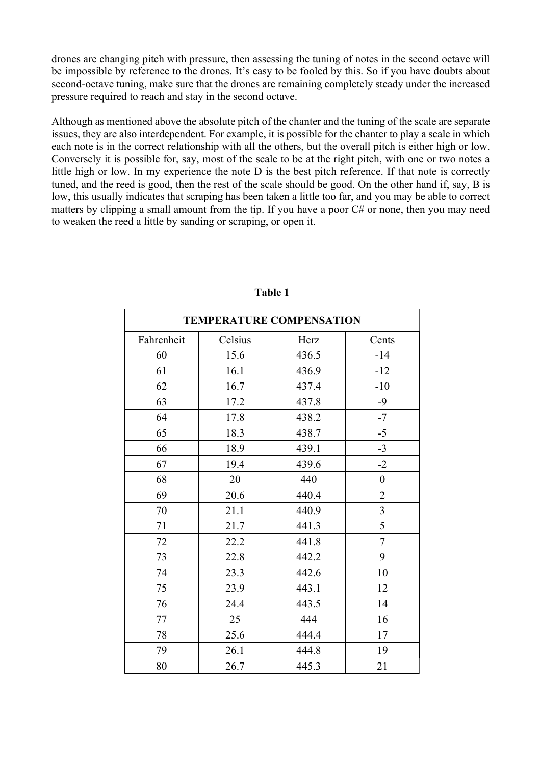drones are changing pitch with pressure, then assessing the tuning of notes in the second octave will be impossible by reference to the drones. It's easy to be fooled by this. So if you have doubts about second-octave tuning, make sure that the drones are remaining completely steady under the increased pressure required to reach and stay in the second octave.

Although as mentioned above the absolute pitch of the chanter and the tuning of the scale are separate issues, they are also interdependent. For example, it is possible for the chanter to play a scale in which each note is in the correct relationship with all the others, but the overall pitch is either high or low. Conversely it is possible for, say, most of the scale to be at the right pitch, with one or two notes a little high or low. In my experience the note D is the best pitch reference. If that note is correctly tuned, and the reed is good, then the rest of the scale should be good. On the other hand if, say, B is low, this usually indicates that scraping has been taken a little too far, and you may be able to correct matters by clipping a small amount from the tip. If you have a poor C# or none, then you may need to weaken the reed a little by sanding or scraping, or open it.

**Table 1**

| TEMPERATURE COMPENSATION | | | |
|---|---|---|---|
| Fahrenheit | Celsius | Herz | Cents |
| 60 | 15.6 | 436.5 | -14 |
| 61 | 16.1 | 436.9 | -12 |
| 62 | 16.7 | 437.4 | -10 |
| 63 | 17.2 | 437.8 | -9 |
| 64 | 17.8 | 438.2 | -7 |
| 65 | 18.3 | 438.7 | -5 |
| 66 | 18.9 | 439.1 | -3 |
| 67 | 19.4 | 439.6 | -2 |
| 68 | 20 | 440 | 0 |
| 69 | 20.6 | 440.4 | 2 |
| 70 | 21.1 | 440.9 | 3 |
| 71 | 21.7 | 441.3 | 5 |
| 72 | 22.2 | 441.8 | 7 |
| 73 | 22.8 | 442.2 | 9 |
| 74 | 23.3 | 442.6 | 10 |
| 75 | 23.9 | 443.1 | 12 |
| 76 | 24.4 | 443.5 | 14 |
| 77 | 25 | 444 | 16 |
| 78 | 25.6 | 444.4 | 17 |
| 79 | 26.1 | 444.8 | 19 |
| 80 | 26.7 | 445.3 | 21 |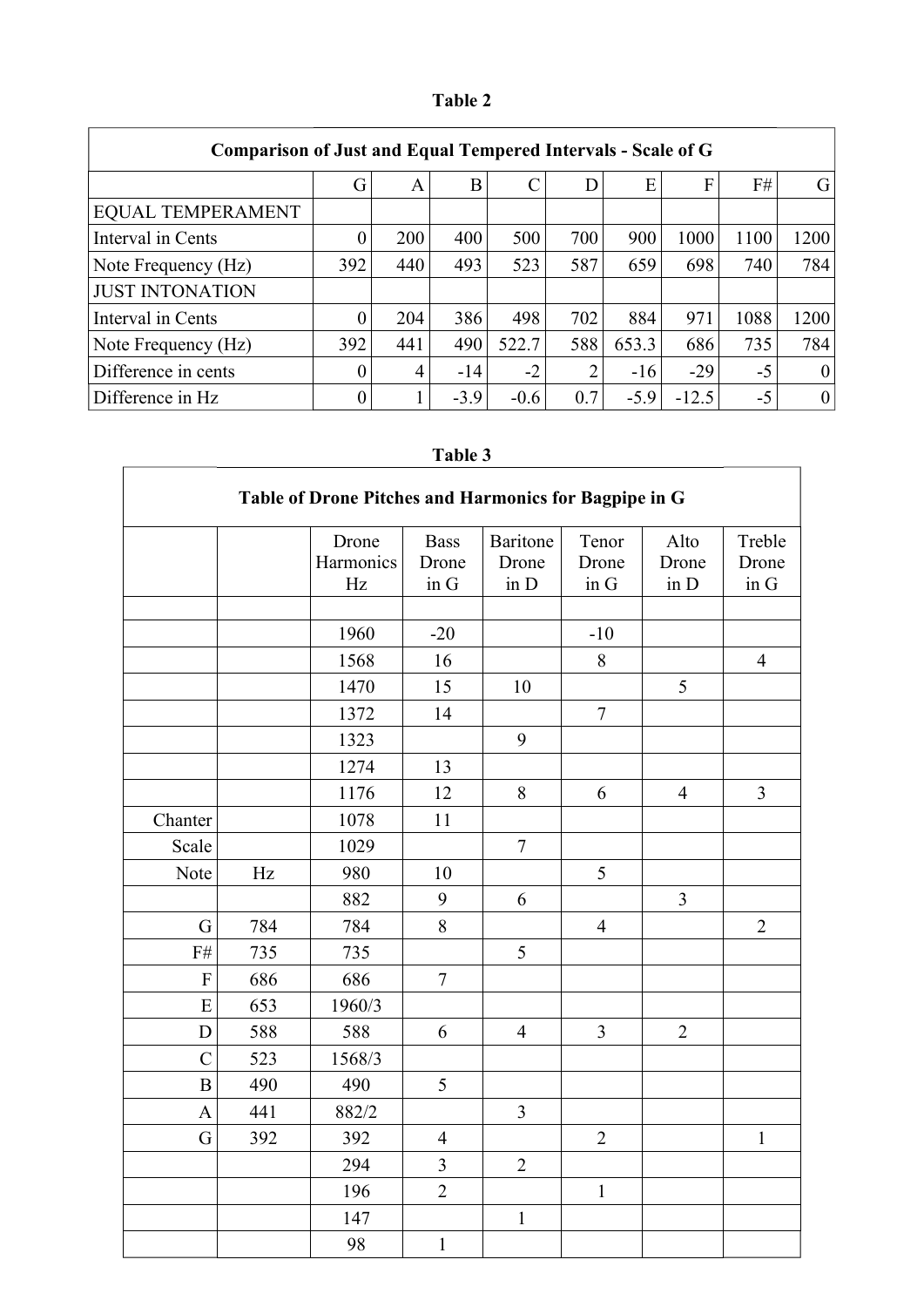**Table 2**

| Comparison of Just and Equal Tempered Intervals - Scale of G | | | | | | | | | |
|---|---|---|---|---|---|---|---|---|---|
| | G | A | B | C | D | E | F | F# | G |
| EQUAL TEMPERAMENT | | | | | | | | | |
| Interval in Cents | 0 | 200 | 400 | 500 | 700 | 900 | 1000 | 1100 | 1200 |
| Note Frequency (Hz) | 392 | 440 | 493 | 523 | 587 | 659 | 698 | 740 | 784 |
| JUST INTONATION | | | | | | | | | |
| Interval in Cents | 0 | 204 | 386 | 498 | 702 | 884 | 971 | 1088 | 1200 |
| Note Frequency (Hz) | 392 | 441 | 490 | 522.7 | 588 | 653.3 | 686 | 735 | 784 |
| Difference in cents | 0 | 4 | -14 | -2 | 2 | -16 | -29 | -5 | 0 |
| Difference in Hz | 0 | 1 | -3.9 | -0.6 | 0.7 | -5.9 | -12.5 | -5 | 0 |

**Table 3**

| Table of Drone Pitches and Harmonics for Bagpipe in G | | | | | | | |
|---|---|---|---|---|---|---|---|
| | | Drone Harmonics Hz | Bass Drone in G | Baritone Drone in D | Tenor Drone in G | Alto Drone in D | Treble Drone in G |
| | | | | | | | |
| | | 1960 | -20 | | -10 | | |
| | | 1568 | 16 | | 8 | | 4 |
| | | 1470 | 15 | 10 | | 5 | |
| | | 1372 | 14 | | 7 | | |
| | | 1323 | | 9 | | | |
| | | 1274 | 13 | | | | |
| | | 1176 | 12 | 8 | 6 | 4 | 3 |
| Chanter | | 1078 | 11 | | | | |
| Scale | | 1029 | | 7 | | | |
| Note | Hz | 980 | 10 | | 5 | | |
| | | 882 | 9 | 6 | | 3 | |
| G | 784 | 784 | 8 | | 4 | | 2 |
| F# | 735 | 735 | | 5 | | | |
| F | 686 | 686 | 7 | | | | |
| E | 653 | 1960/3 | | | | | |
| D | 588 | 588 | 6 | 4 | 3 | 2 | |
| C | 523 | 1568/3 | | | | | |
| B | 490 | 490 | 5 | | | | |
| A | 441 | 882/2 | | 3 | | | |
| G | 392 | 392 | 4 | | 2 | | 1 |
| | | 294 | 3 | 2 | | | |
| | | 196 | 2 | | 1 | | |
| | | 147 | | 1 | | | |
| | | 98 | 1 | | | | |